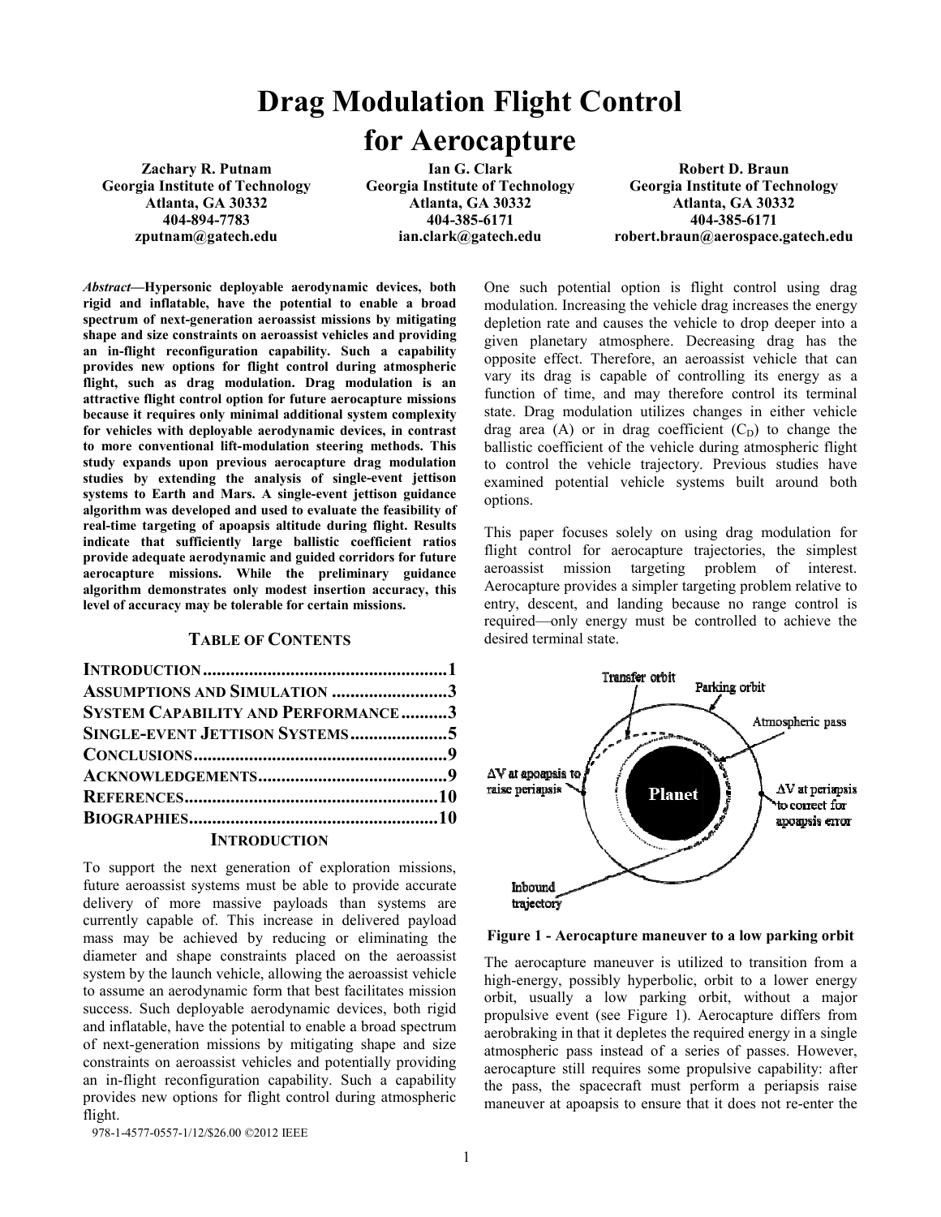# Drag Modulation Flight Control for Aerocapture

**Zachary R. Putnam**
Georgia Institute of Technology
Atlanta, GA 30332
404-894-7783
zputnam@gatech.edu

**Ian G. Clark**
Georgia Institute of Technology
Atlanta, GA 30332
404-385-6171
ian.clark@gatech.edu

**Robert D. Braun**
Georgia Institute of Technology
Atlanta, GA 30332
404-385-6171
robert.braun@aerospace.gatech.edu

***Abstract*—Hypersonic deployable aerodynamic devices, both rigid and inflatable, have the potential to enable a broad spectrum of next-generation aeroassist missions by mitigating shape and size constraints on aeroassist vehicles and providing an in-flight reconfiguration capability. Such a capability provides new options for flight control during atmospheric flight, such as drag modulation. Drag modulation is an attractive flight control option for future aerocapture missions because it requires only minimal additional system complexity for vehicles with deployable aerodynamic devices, in contrast to more conventional lift-modulation steering methods. This study expands upon previous aerocapture drag modulation studies by extending the analysis of single-event jettison systems to Earth and Mars. A single-event jettison guidance algorithm was developed and used to evaluate the feasibility of real-time targeting of apoapsis altitude during flight. Results indicate that sufficiently large ballistic coefficient ratios provide adequate aerodynamic and guided corridors for future aerocapture missions. While the preliminary guidance algorithm demonstrates only modest insertion accuracy, this level of accuracy may be tolerable for certain missions.**

## TABLE OF CONTENTS

- INTRODUCTION ..... 1
- ASSUMPTIONS AND SIMULATION ..... 3
- SYSTEM CAPABILITY AND PERFORMANCE ..... 3
- SINGLE-EVENT JETTISON SYSTEMS ..... 5
- CONCLUSIONS ..... 9
- ACKNOWLEDGEMENTS ..... 9
- REFERENCES ..... 10
- BIOGRAPHIES ..... 10

## INTRODUCTION

To support the next generation of exploration missions, future aeroassist systems must be able to provide accurate delivery of more massive payloads than systems are currently capable of. This increase in delivered payload mass may be achieved by reducing or eliminating the diameter and shape constraints placed on the aeroassist system by the launch vehicle, allowing the aeroassist vehicle to assume an aerodynamic form that best facilitates mission success. Such deployable aerodynamic devices, both rigid and inflatable, have the potential to enable a broad spectrum of next-generation missions by mitigating shape and size constraints on aeroassist vehicles and potentially providing an in-flight reconfiguration capability. Such a capability provides new options for flight control during atmospheric flight.

978-1-4577-0557-1/12/$26.00 ©2012 IEEE

One such potential option is flight control using drag modulation. Increasing the vehicle drag increases the energy depletion rate and causes the vehicle to drop deeper into a given planetary atmosphere. Decreasing drag has the opposite effect. Therefore, an aeroassist vehicle that can vary its drag is capable of controlling its energy as a function of time, and may therefore control its terminal state. Drag modulation utilizes changes in either vehicle drag area (A) or in drag coefficient ($C_D$) to change the ballistic coefficient of the vehicle during atmospheric flight to control the vehicle trajectory. Previous studies have examined potential vehicle systems built around both options.

This paper focuses solely on using drag modulation for flight control for aerocapture trajectories, the simplest aeroassist mission targeting problem of interest. Aerocapture provides a simpler targeting problem relative to entry, descent, and landing because no range control is required—only energy must be controlled to achieve the desired terminal state.

**Figure 1 - Aerocapture maneuver to a low parking orbit**

The aerocapture maneuver is utilized to transition from a high-energy, possibly hyperbolic, orbit to a lower energy orbit, usually a low parking orbit, without a major propulsive event (see Figure 1). Aerocapture differs from aerobraking in that it depletes the required energy in a single atmospheric pass instead of a series of passes. However, aerocapture still requires some propulsive capability: after the pass, the spacecraft must perform a periapsis raise maneuver at apoapsis to ensure that it does not re-enter the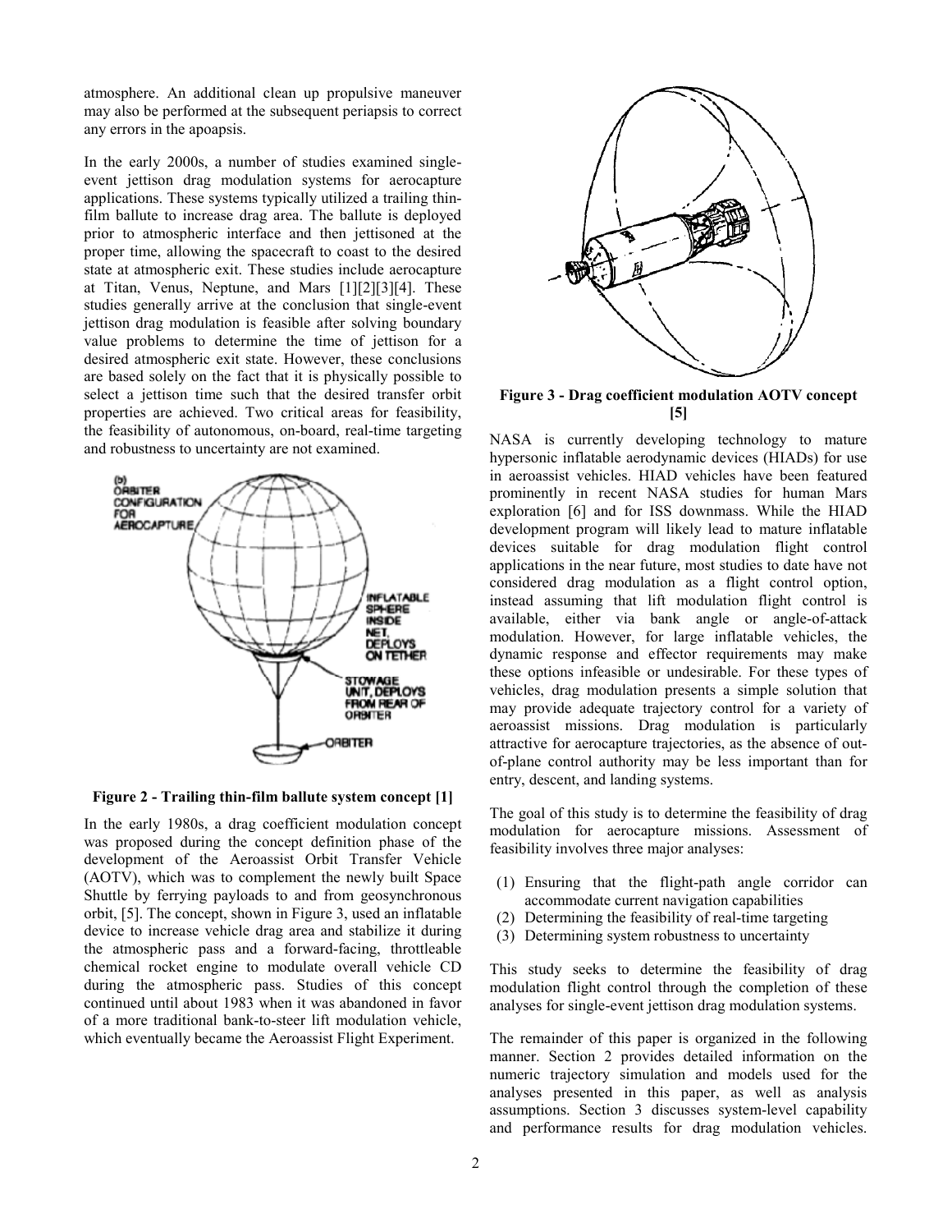atmosphere. An additional clean up propulsive maneuver may also be performed at the subsequent periapsis to correct any errors in the apoapsis.

In the early 2000s, a number of studies examined single-event jettison drag modulation systems for aerocapture applications. These systems typically utilized a trailing thin-film ballute to increase drag area. The ballute is deployed prior to atmospheric interface and then jettisoned at the proper time, allowing the spacecraft to coast to the desired state at atmospheric exit. These studies include aerocapture at Titan, Venus, Neptune, and Mars [1][2][3][4]. These studies generally arrive at the conclusion that single-event jettison drag modulation is feasible after solving boundary value problems to determine the time of jettison for a desired atmospheric exit state. However, these conclusions are based solely on the fact that it is physically possible to select a jettison time such that the desired transfer orbit properties are achieved. Two critical areas for feasibility, the feasibility of autonomous, on-board, real-time targeting and robustness to uncertainty are not examined.

**Figure 2 - Trailing thin-film ballute system concept [1]**

In the early 1980s, a drag coefficient modulation concept was proposed during the concept definition phase of the development of the Aeroassist Orbit Transfer Vehicle (AOTV), which was to complement the newly built Space Shuttle by ferrying payloads to and from geosynchronous orbit, [5]. The concept, shown in Figure 3, used an inflatable device to increase vehicle drag area and stabilize it during the atmospheric pass and a forward-facing, throttleable chemical rocket engine to modulate overall vehicle CD during the atmospheric pass. Studies of this concept continued until about 1983 when it was abandoned in favor of a more traditional bank-to-steer lift modulation vehicle, which eventually became the Aeroassist Flight Experiment.

**Figure 3 - Drag coefficient modulation AOTV concept [5]**

NASA is currently developing technology to mature hypersonic inflatable aerodynamic devices (HIADs) for use in aeroassist vehicles. HIAD vehicles have been featured prominently in recent NASA studies for human Mars exploration [6] and for ISS downmass. While the HIAD development program will likely lead to mature inflatable devices suitable for drag modulation flight control applications in the near future, most studies to date have not considered drag modulation as a flight control option, instead assuming that lift modulation flight control is available, either via bank angle or angle-of-attack modulation. However, for large inflatable vehicles, the dynamic response and effector requirements may make these options infeasible or undesirable. For these types of vehicles, drag modulation presents a simple solution that may provide adequate trajectory control for a variety of aeroassist missions. Drag modulation is particularly attractive for aerocapture trajectories, as the absence of out-of-plane control authority may be less important than for entry, descent, and landing systems.

The goal of this study is to determine the feasibility of drag modulation for aerocapture missions. Assessment of feasibility involves three major analyses:

(1) Ensuring that the flight-path angle corridor can accommodate current navigation capabilities
(2) Determining the feasibility of real-time targeting
(3) Determining system robustness to uncertainty

This study seeks to determine the feasibility of drag modulation flight control through the completion of these analyses for single-event jettison drag modulation systems.

The remainder of this paper is organized in the following manner. Section 2 provides detailed information on the numeric trajectory simulation and models used for the analyses presented in this paper, as well as analysis assumptions. Section 3 discusses system-level capability and performance results for drag modulation vehicles.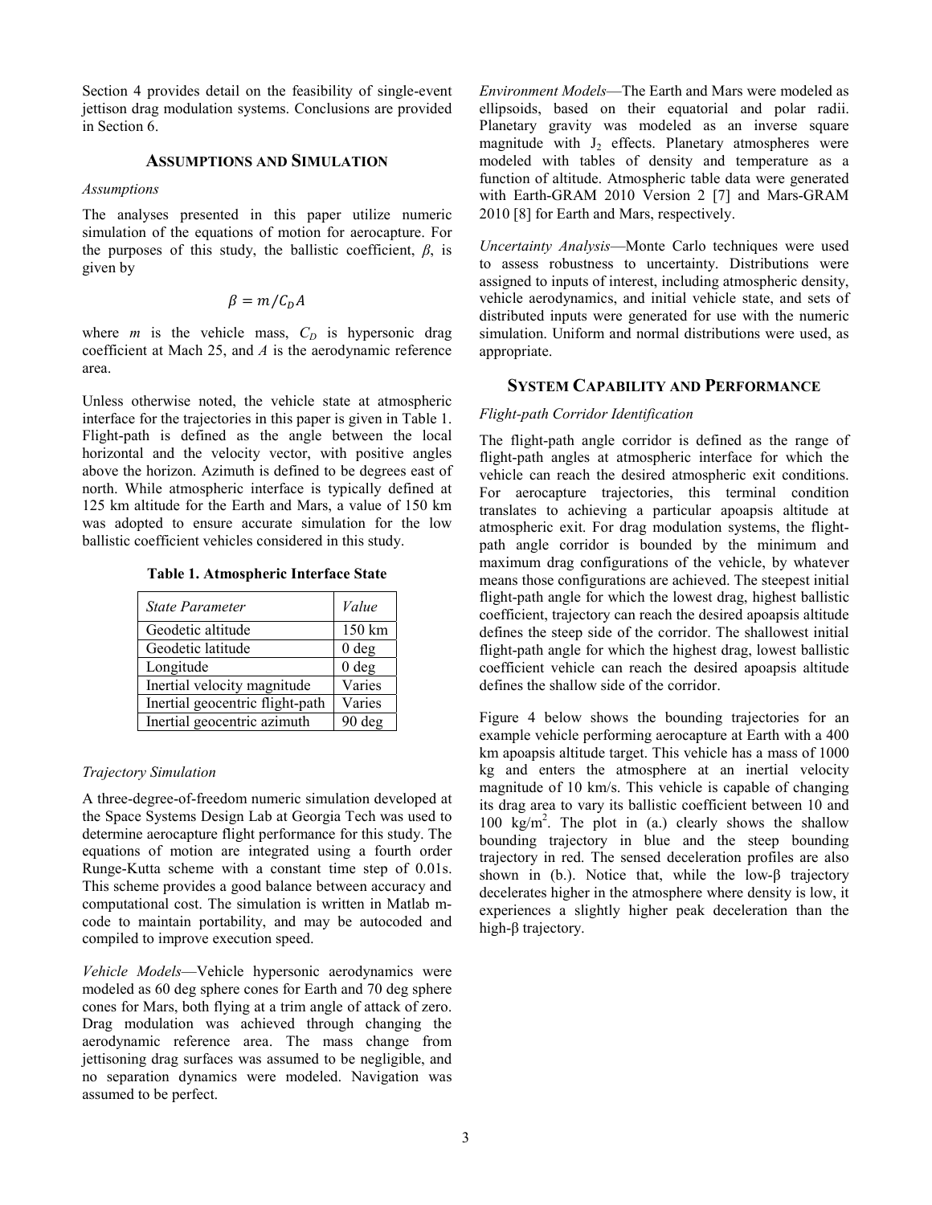Section 4 provides detail on the feasibility of single-event jettison drag modulation systems. Conclusions are provided in Section 6.

## Assumptions and Simulation

### *Assumptions*

The analyses presented in this paper utilize numeric simulation of the equations of motion for aerocapture. For the purposes of this study, the ballistic coefficient, $\beta$, is given by

$$\beta = m / C_D A$$

where $m$ is the vehicle mass, $C_D$ is hypersonic drag coefficient at Mach 25, and $A$ is the aerodynamic reference area.

Unless otherwise noted, the vehicle state at atmospheric interface for the trajectories in this paper is given in Table 1. Flight-path is defined as the angle between the local horizontal and the velocity vector, with positive angles above the horizon. Azimuth is defined to be degrees east of north. While atmospheric interface is typically defined at 125 km altitude for the Earth and Mars, a value of 150 km was adopted to ensure accurate simulation for the low ballistic coefficient vehicles considered in this study.

**Table 1. Atmospheric Interface State**

| *State Parameter* | *Value* |
| --- | --- |
| Geodetic altitude | 150 km |
| Geodetic latitude | 0 deg |
| Longitude | 0 deg |
| Inertial velocity magnitude | Varies |
| Inertial geocentric flight-path | Varies |
| Inertial geocentric azimuth | 90 deg |

### *Trajectory Simulation*

A three-degree-of-freedom numeric simulation developed at the Space Systems Design Lab at Georgia Tech was used to determine aerocapture flight performance for this study. The equations of motion are integrated using a fourth order Runge-Kutta scheme with a constant time step of 0.01s. This scheme provides a good balance between accuracy and computational cost. The simulation is written in Matlab m-code to maintain portability, and may be autocoded and compiled to improve execution speed.

*Vehicle Models*—Vehicle hypersonic aerodynamics were modeled as 60 deg sphere cones for Earth and 70 deg sphere cones for Mars, both flying at a trim angle of attack of zero. Drag modulation was achieved through changing the aerodynamic reference area. The mass change from jettisoning drag surfaces was assumed to be negligible, and no separation dynamics were modeled. Navigation was assumed to be perfect.

*Environment Models*—The Earth and Mars were modeled as ellipsoids, based on their equatorial and polar radii. Planetary gravity was modeled as an inverse square magnitude with $J_2$ effects. Planetary atmospheres were modeled with tables of density and temperature as a function of altitude. Atmospheric table data were generated with Earth-GRAM 2010 Version 2 [7] and Mars-GRAM 2010 [8] for Earth and Mars, respectively.

*Uncertainty Analysis*—Monte Carlo techniques were used to assess robustness to uncertainty. Distributions were assigned to inputs of interest, including atmospheric density, vehicle aerodynamics, and initial vehicle state, and sets of distributed inputs were generated for use with the numeric simulation. Uniform and normal distributions were used, as appropriate.

## System Capability and Performance

### *Flight-path Corridor Identification*

The flight-path angle corridor is defined as the range of flight-path angles at atmospheric interface for which the vehicle can reach the desired atmospheric exit conditions. For aerocapture trajectories, this terminal condition translates to achieving a particular apoapsis altitude at atmospheric exit. For drag modulation systems, the flight-path angle corridor is bounded by the minimum and maximum drag configurations of the vehicle, by whatever means those configurations are achieved. The steepest initial flight-path angle for which the lowest drag, highest ballistic coefficient, trajectory can reach the desired apoapsis altitude defines the steep side of the corridor. The shallowest initial flight-path angle for which the highest drag, lowest ballistic coefficient vehicle can reach the desired apoapsis altitude defines the shallow side of the corridor.

Figure 4 below shows the bounding trajectories for an example vehicle performing aerocapture at Earth with a 400 km apoapsis altitude target. This vehicle has a mass of 1000 kg and enters the atmosphere at an inertial velocity magnitude of 10 km/s. This vehicle is capable of changing its drag area to vary its ballistic coefficient between 10 and 100 kg/m$^2$. The plot in (a.) clearly shows the shallow bounding trajectory in blue and the steep bounding trajectory in red. The sensed deceleration profiles are also shown in (b.). Notice that, while the low-$\beta$ trajectory decelerates higher in the atmosphere where density is low, it experiences a slightly higher peak deceleration than the high-$\beta$ trajectory.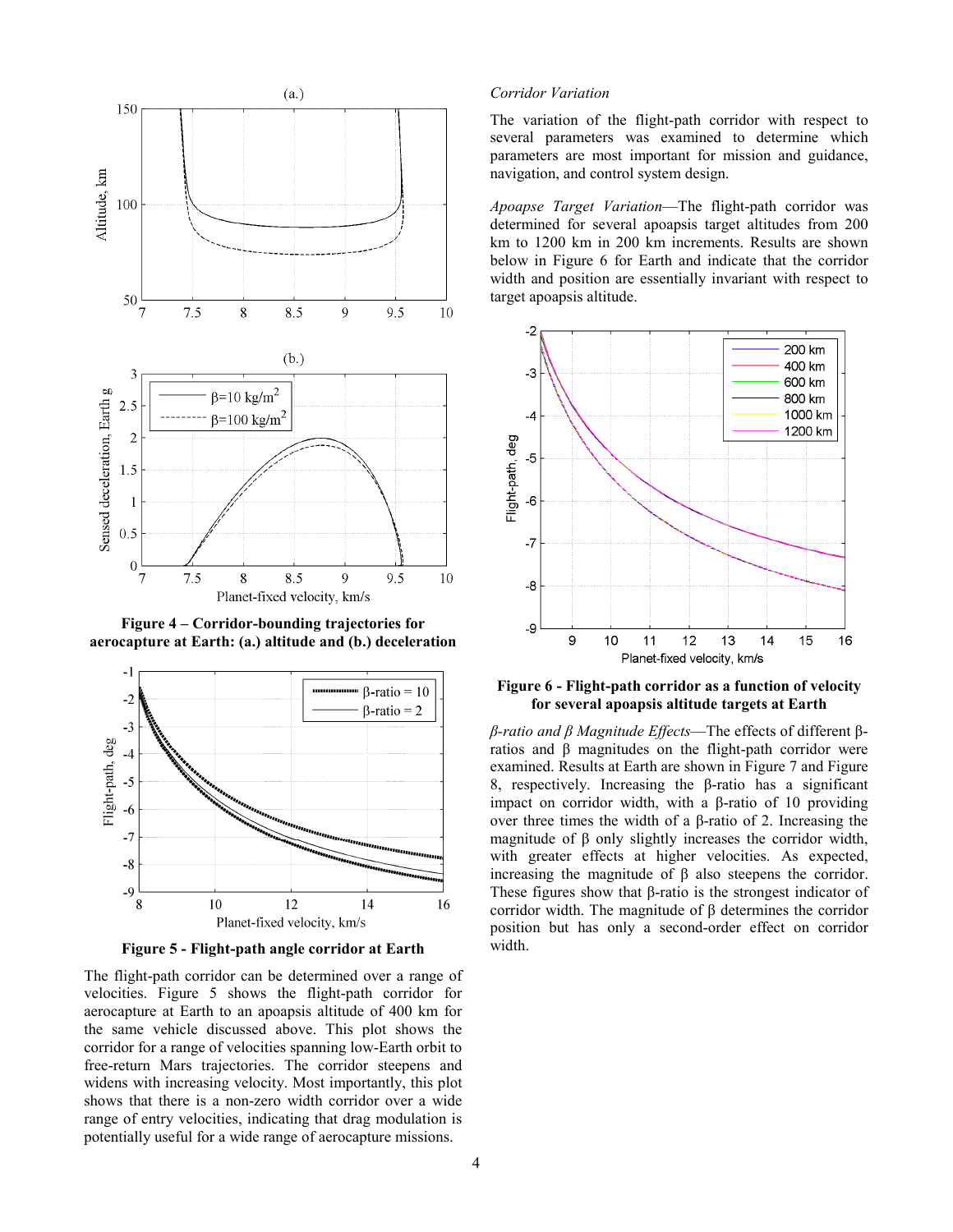**Figure 4 – Corridor-bounding trajectories for aerocapture at Earth: (a.) altitude and (b.) deceleration**

**Figure 5 - Flight-path angle corridor at Earth**

The flight-path corridor can be determined over a range of velocities. Figure 5 shows the flight-path corridor for aerocapture at Earth to an apoapsis altitude of 400 km for the same vehicle discussed above. This plot shows the corridor for a range of velocities spanning low-Earth orbit to free-return Mars trajectories. The corridor steepens and widens with increasing velocity. Most importantly, this plot shows that there is a non-zero width corridor over a wide range of entry velocities, indicating that drag modulation is potentially useful for a wide range of aerocapture missions.

*Corridor Variation*

The variation of the flight-path corridor with respect to several parameters was examined to determine which parameters are most important for mission and guidance, navigation, and control system design.

*Apoapse Target Variation*—The flight-path corridor was determined for several apoapsis target altitudes from 200 km to 1200 km in 200 km increments. Results are shown below in Figure 6 for Earth and indicate that the corridor width and position are essentially invariant with respect to target apoapsis altitude.

**Figure 6 - Flight-path corridor as a function of velocity for several apoapsis altitude targets at Earth**

*β-ratio and β Magnitude Effects*—The effects of different β-ratios and β magnitudes on the flight-path corridor were examined. Results at Earth are shown in Figure 7 and Figure 8, respectively. Increasing the β-ratio has a significant impact on corridor width, with a β-ratio of 10 providing over three times the width of a β-ratio of 2. Increasing the magnitude of β only slightly increases the corridor width, with greater effects at higher velocities. As expected, increasing the magnitude of β also steepens the corridor. These figures show that β-ratio is the strongest indicator of corridor width. The magnitude of β determines the corridor position but has only a second-order effect on corridor width.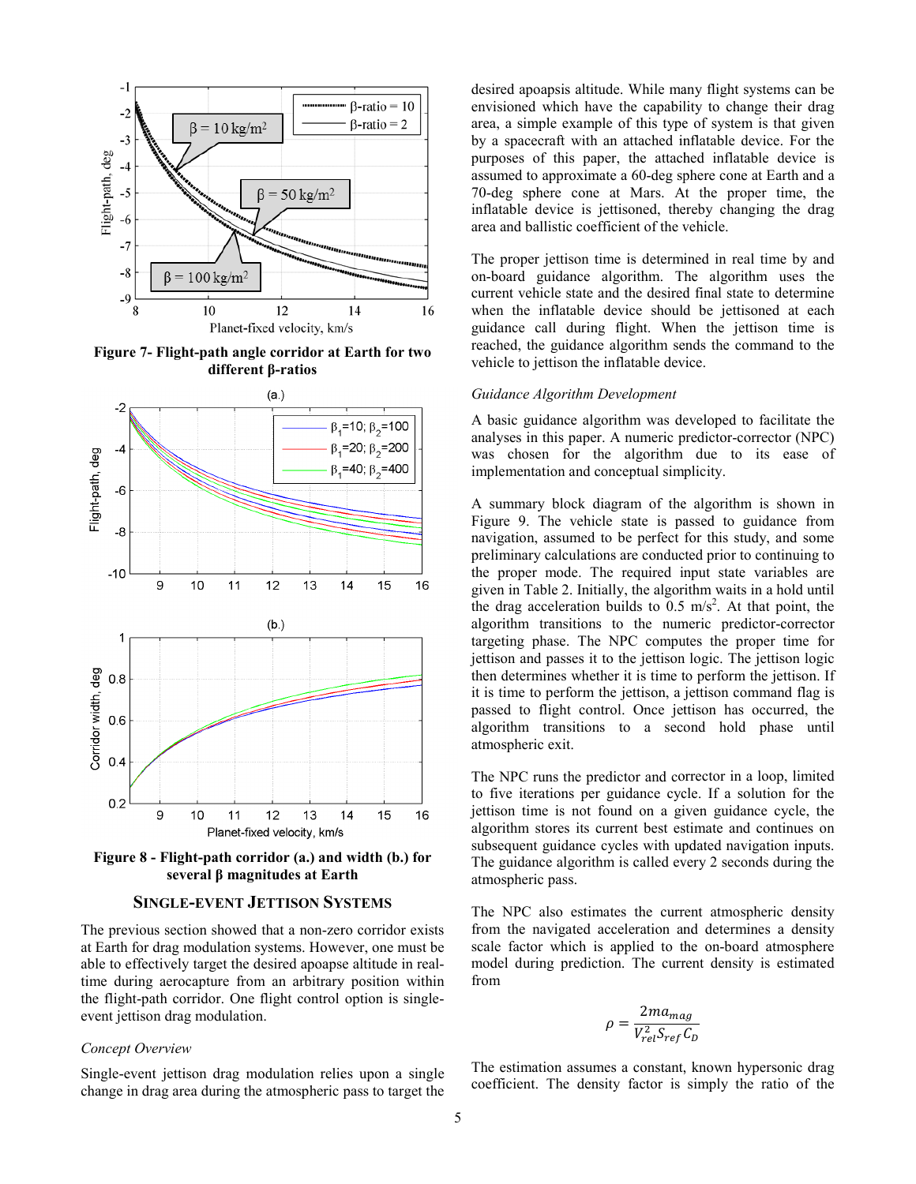Figure 7- Flight-path angle corridor at Earth for two different β-ratios

Figure 8 - Flight-path corridor (a.) and width (b.) for several β magnitudes at Earth

## SINGLE-EVENT JETTISON SYSTEMS

The previous section showed that a non-zero corridor exists at Earth for drag modulation systems. However, one must be able to effectively target the desired apoapse altitude in real-time during aerocapture from an arbitrary position within the flight-path corridor. One flight control option is single-event jettison drag modulation.

### *Concept Overview*

Single-event jettison drag modulation relies upon a single change in drag area during the atmospheric pass to target the desired apoapsis altitude. While many flight systems can be envisioned which have the capability to change their drag area, a simple example of this type of system is that given by a spacecraft with an attached inflatable device. For the purposes of this paper, the attached inflatable device is assumed to approximate a 60-deg sphere cone at Earth and a 70-deg sphere cone at Mars. At the proper time, the inflatable device is jettisoned, thereby changing the drag area and ballistic coefficient of the vehicle.

The proper jettison time is determined in real time by and on-board guidance algorithm. The algorithm uses the current vehicle state and the desired final state to determine when the inflatable device should be jettisoned at each guidance call during flight. When the jettison time is reached, the guidance algorithm sends the command to the vehicle to jettison the inflatable device.

### *Guidance Algorithm Development*

A basic guidance algorithm was developed to facilitate the analyses in this paper. A numeric predictor-corrector (NPC) was chosen for the algorithm due to its ease of implementation and conceptual simplicity.

A summary block diagram of the algorithm is shown in Figure 9. The vehicle state is passed to guidance from navigation, assumed to be perfect for this study, and some preliminary calculations are conducted prior to continuing to the proper mode. The required input state variables are given in Table 2. Initially, the algorithm waits in a hold until the drag acceleration builds to 0.5 m/s$^2$. At that point, the algorithm transitions to the numeric predictor-corrector targeting phase. The NPC computes the proper time for jettison and passes it to the jettison logic. The jettison logic then determines whether it is time to perform the jettison. If it is time to perform the jettison, a jettison command flag is passed to flight control. Once jettison has occurred, the algorithm transitions to a second hold phase until atmospheric exit.

The NPC runs the predictor and corrector in a loop, limited to five iterations per guidance cycle. If a solution for the jettison time is not found on a given guidance cycle, the algorithm stores its current best estimate and continues on subsequent guidance cycles with updated navigation inputs. The guidance algorithm is called every 2 seconds during the atmospheric pass.

The NPC also estimates the current atmospheric density from the navigated acceleration and determines a density scale factor which is applied to the on-board atmosphere model during prediction. The current density is estimated from

$$\rho = \frac{2ma_{mag}}{V_{rel}^2 S_{ref} C_D}$$

The estimation assumes a constant, known hypersonic drag coefficient. The density factor is simply the ratio of the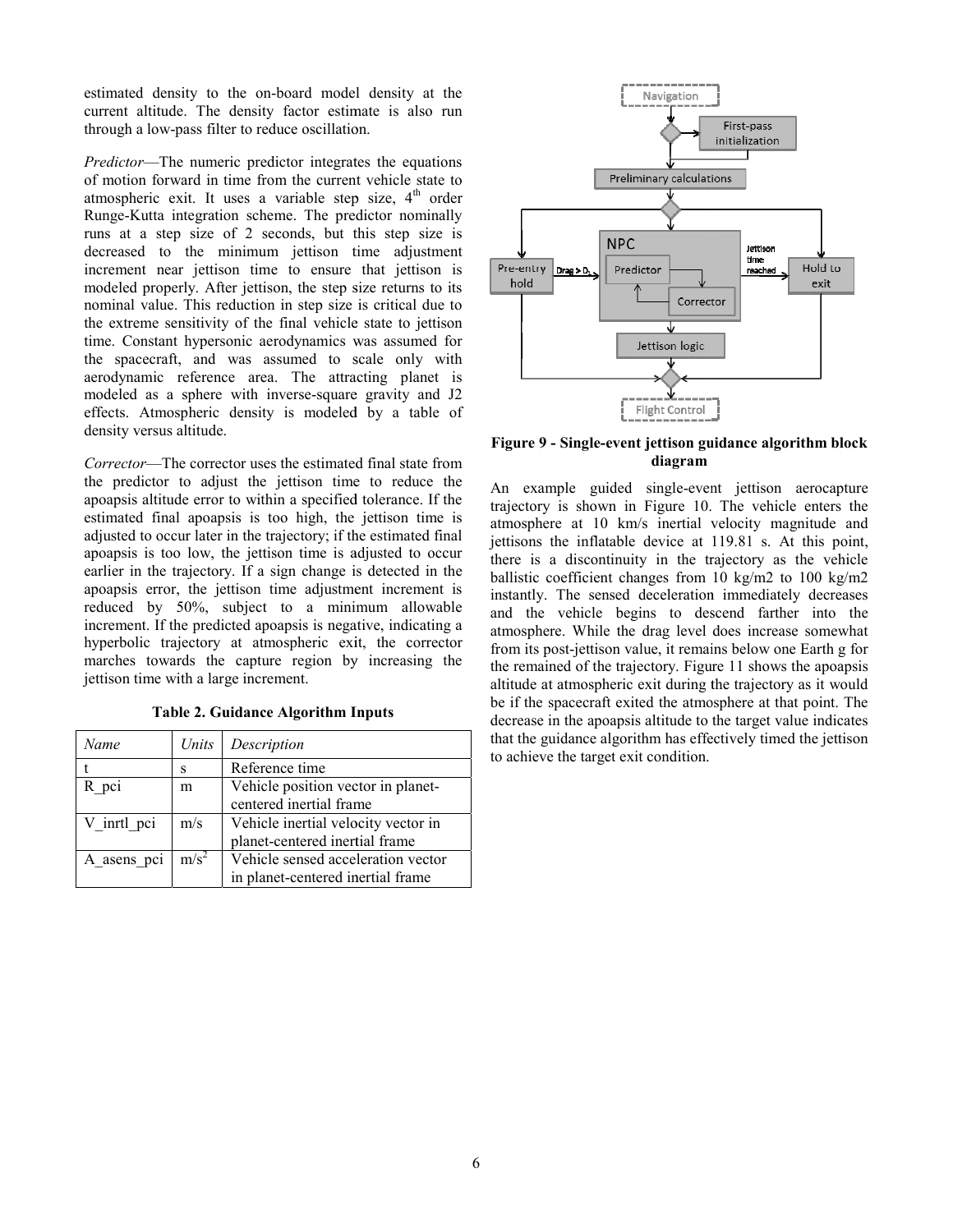estimated density to the on-board model density at the current altitude. The density factor estimate is also run through a low-pass filter to reduce oscillation.

*Predictor*—The numeric predictor integrates the equations of motion forward in time from the current vehicle state to atmospheric exit. It uses a variable step size, 4th order Runge-Kutta integration scheme. The predictor nominally runs at a step size of 2 seconds, but this step size is decreased to the minimum jettison time adjustment increment near jettison time to ensure that jettison is modeled properly. After jettison, the step size returns to its nominal value. This reduction in step size is critical due to the extreme sensitivity of the final vehicle state to jettison time. Constant hypersonic aerodynamics was assumed for the spacecraft, and was assumed to scale only with aerodynamic reference area. The attracting planet is modeled as a sphere with inverse-square gravity and J2 effects. Atmospheric density is modeled by a table of density versus altitude.

*Corrector*—The corrector uses the estimated final state from the predictor to adjust the jettison time to reduce the apoapsis altitude error to within a specified tolerance. If the estimated final apoapsis is too high, the jettison time is adjusted to occur later in the trajectory; if the estimated final apoapsis is too low, the jettison time is adjusted to occur earlier in the trajectory. If a sign change is detected in the apoapsis error, the jettison time adjustment increment is reduced by 50%, subject to a minimum allowable increment. If the predicted apoapsis is negative, indicating a hyperbolic trajectory at atmospheric exit, the corrector marches towards the capture region by increasing the jettison time with a large increment.

**Table 2. Guidance Algorithm Inputs**

| *Name* | *Units* | *Description* |
|---|---|---|
| t | s | Reference time |
| R_pci | m | Vehicle position vector in planet-centered inertial frame |
| V_inrtl_pci | m/s | Vehicle inertial velocity vector in planet-centered inertial frame |
| A_asens_pci | $m/s^2$ | Vehicle sensed acceleration vector in planet-centered inertial frame |

**Figure 9 - Single-event jettison guidance algorithm block diagram**

An example guided single-event jettison aerocapture trajectory is shown in Figure 10. The vehicle enters the atmosphere at 10 km/s inertial velocity magnitude and jettisons the inflatable device at 119.81 s. At this point, there is a discontinuity in the trajectory as the vehicle ballistic coefficient changes from 10 kg/m2 to 100 kg/m2 instantly. The sensed deceleration immediately decreases and the vehicle begins to descend farther into the atmosphere. While the drag level does increase somewhat from its post-jettison value, it remains below one Earth g for the remained of the trajectory. Figure 11 shows the apoapsis altitude at atmospheric exit during the trajectory as it would be if the spacecraft exited the atmosphere at that point. The decrease in the apoapsis altitude to the target value indicates that the guidance algorithm has effectively timed the jettison to achieve the target exit condition.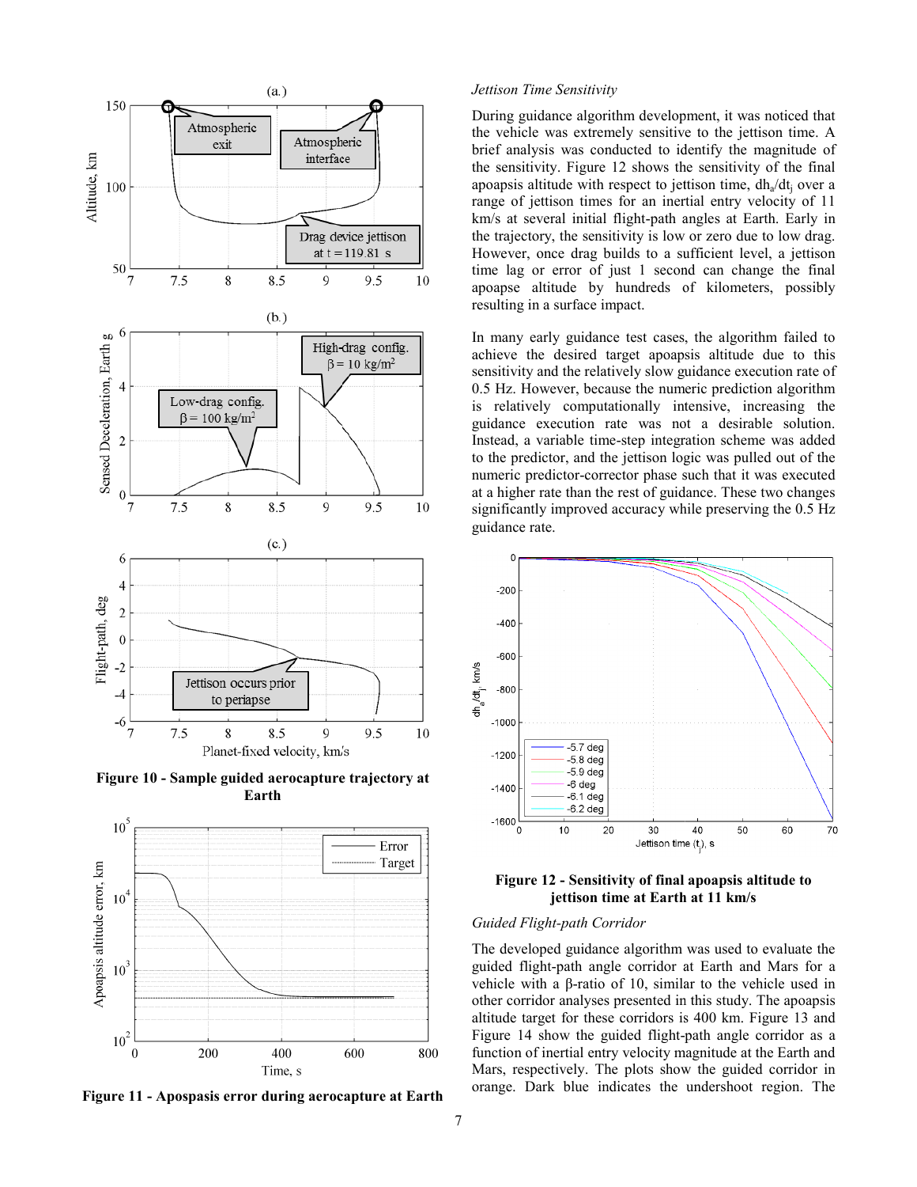Figure 10 - Sample guided aerocapture trajectory at Earth

Figure 11 - Apospasis error during aerocapture at Earth

### *Jettison Time Sensitivity*

During guidance algorithm development, it was noticed that the vehicle was extremely sensitive to the jettison time. A brief analysis was conducted to identify the magnitude of the sensitivity. Figure 12 shows the sensitivity of the final apoapsis altitude with respect to jettison time, $dh_a/dt_j$ over a range of jettison times for an inertial entry velocity of 11 km/s at several initial flight-path angles at Earth. Early in the trajectory, the sensitivity is low or zero due to low drag. However, once drag builds to a sufficient level, a jettison time lag or error of just 1 second can change the final apoapse altitude by hundreds of kilometers, possibly resulting in a surface impact.

In many early guidance test cases, the algorithm failed to achieve the desired target apoapsis altitude due to this sensitivity and the relatively slow guidance execution rate of 0.5 Hz. However, because the numeric prediction algorithm is relatively computationally intensive, increasing the guidance execution rate was not a desirable solution. Instead, a variable time-step integration scheme was added to the predictor, and the jettison logic was pulled out of the numeric predictor-corrector phase such that it was executed at a higher rate than the rest of guidance. These two changes significantly improved accuracy while preserving the 0.5 Hz guidance rate.

Figure 12 - Sensitivity of final apoapsis altitude to jettison time at Earth at 11 km/s

### *Guided Flight-path Corridor*

The developed guidance algorithm was used to evaluate the guided flight-path angle corridor at Earth and Mars for a vehicle with a β-ratio of 10, similar to the vehicle used in other corridor analyses presented in this study. The apoapsis altitude target for these corridors is 400 km. Figure 13 and Figure 14 show the guided flight-path angle corridor as a function of inertial entry velocity magnitude at the Earth and Mars, respectively. The plots show the guided corridor in orange. Dark blue indicates the undershoot region. The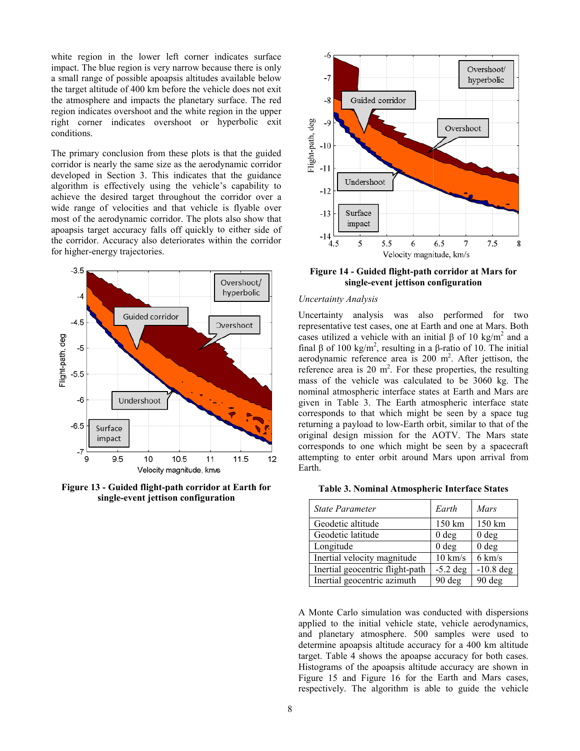white region in the lower left corner indicates surface impact. The blue region is very narrow because there is only a small range of possible apoapsis altitudes available below the target altitude of 400 km before the vehicle does not exit the atmosphere and impacts the planetary surface. The red region indicates overshoot and the white region in the upper right corner indicates overshoot or hyperbolic exit conditions.

The primary conclusion from these plots is that the guided corridor is nearly the same size as the aerodynamic corridor developed in Section 3. This indicates that the guidance algorithm is effectively using the vehicle's capability to achieve the desired target throughout the corridor over a wide range of velocities and that vehicle is flyable over most of the aerodynamic corridor. The plots also show that apoapsis target accuracy falls off quickly to either side of the corridor. Accuracy also deteriorates within the corridor for higher-energy trajectories.

**Figure 13 - Guided flight-path corridor at Earth for single-event jettison configuration**

**Figure 14 - Guided flight-path corridor at Mars for single-event jettison configuration**

*Uncertainty Analysis*

Uncertainty analysis was also performed for two representative test cases, one at Earth and one at Mars. Both cases utilized a vehicle with an initial β of 10 kg/m$^2$ and a final β of 100 kg/m$^2$, resulting in a β-ratio of 10. The initial aerodynamic reference area is 200 m$^2$. After jettison, the reference area is 20 m$^2$. For these properties, the resulting mass of the vehicle was calculated to be 3060 kg. The nominal atmospheric interface states at Earth and Mars are given in Table 3. The Earth atmospheric interface state corresponds to that which might be seen by a space tug returning a payload to low-Earth orbit, similar to that of the original design mission for the AOTV. The Mars state corresponds to one which might be seen by a spacecraft attempting to enter orbit around Mars upon arrival from Earth.

**Table 3. Nominal Atmospheric Interface States**

| *State Parameter* | *Earth* | *Mars* |
|---|---|---|
| Geodetic altitude | 150 km | 150 km |
| Geodetic latitude | 0 deg | 0 deg |
| Longitude | 0 deg | 0 deg |
| Inertial velocity magnitude | 10 km/s | 6 km/s |
| Inertial geocentric flight-path | -5.2 deg | -10.8 deg |
| Inertial geocentric azimuth | 90 deg | 90 deg |

A Monte Carlo simulation was conducted with dispersions applied to the initial vehicle state, vehicle aerodynamics, and planetary atmosphere. 500 samples were used to determine apoapsis altitude accuracy for a 400 km altitude target. Table 4 shows the apoapse accuracy for both cases. Histograms of the apoapsis altitude accuracy are shown in Figure 15 and Figure 16 for the Earth and Mars cases, respectively. The algorithm is able to guide the vehicle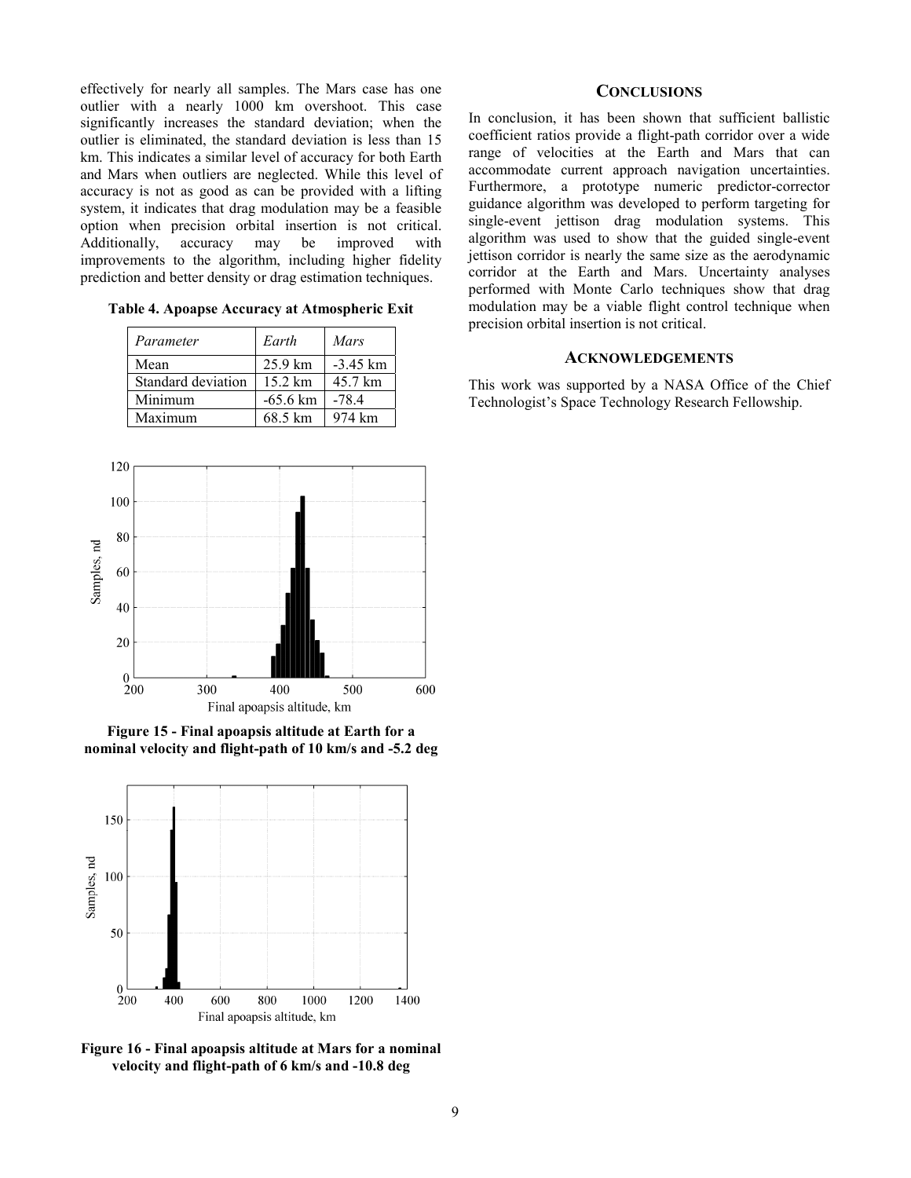effectively for nearly all samples. The Mars case has one outlier with a nearly 1000 km overshoot. This case significantly increases the standard deviation; when the outlier is eliminated, the standard deviation is less than 15 km. This indicates a similar level of accuracy for both Earth and Mars when outliers are neglected. While this level of accuracy is not as good as can be provided with a lifting system, it indicates that drag modulation may be a feasible option when precision orbital insertion is not critical. Additionally, accuracy may be improved with improvements to the algorithm, including higher fidelity prediction and better density or drag estimation techniques.

**Table 4. Apoapse Accuracy at Atmospheric Exit**

| *Parameter* | *Earth* | *Mars* |
|---|---|---|
| Mean | 25.9 km | -3.45 km |
| Standard deviation | 15.2 km | 45.7 km |
| Minimum | -65.6 km | -78.4 |
| Maximum | 68.5 km | 974 km |

**Figure 15 - Final apoapsis altitude at Earth for a nominal velocity and flight-path of 10 km/s and -5.2 deg**

**Figure 16 - Final apoapsis altitude at Mars for a nominal velocity and flight-path of 6 km/s and -10.8 deg**

## CONCLUSIONS

In conclusion, it has been shown that sufficient ballistic coefficient ratios provide a flight-path corridor over a wide range of velocities at the Earth and Mars that can accommodate current approach navigation uncertainties. Furthermore, a prototype numeric predictor-corrector guidance algorithm was developed to perform targeting for single-event jettison drag modulation systems. This algorithm was used to show that the guided single-event jettison corridor is nearly the same size as the aerodynamic corridor at the Earth and Mars. Uncertainty analyses performed with Monte Carlo techniques show that drag modulation may be a viable flight control technique when precision orbital insertion is not critical.

## ACKNOWLEDGEMENTS

This work was supported by a NASA Office of the Chief Technologist's Space Technology Research Fellowship.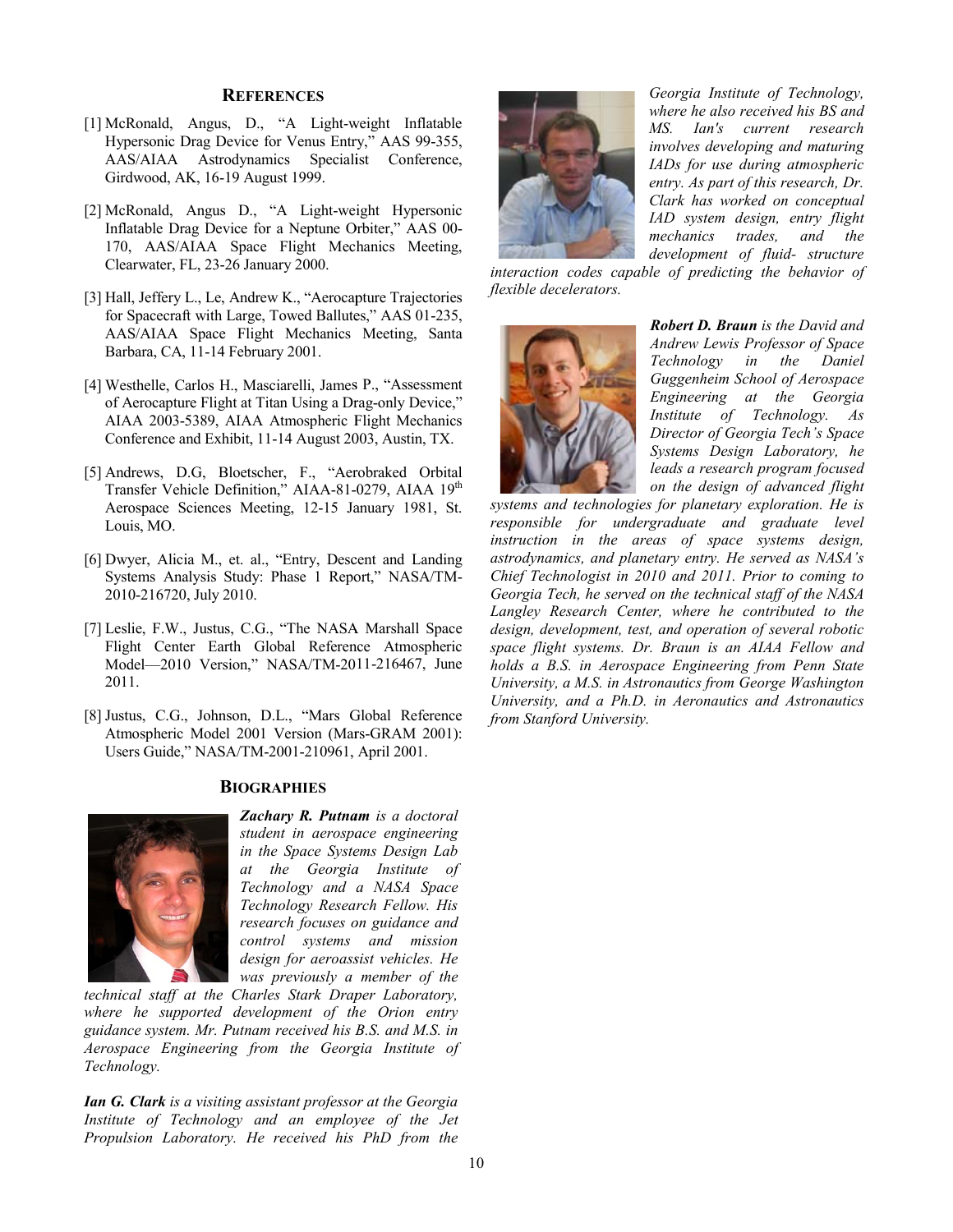## REFERENCES

[1] McRonald, Angus, D., "A Light-weight Inflatable Hypersonic Drag Device for Venus Entry," AAS 99-355, AAS/AIAA Astrodynamics Specialist Conference, Girdwood, AK, 16-19 August 1999.

[2] McRonald, Angus D., "A Light-weight Hypersonic Inflatable Drag Device for a Neptune Orbiter," AAS 00-170, AAS/AIAA Space Flight Mechanics Meeting, Clearwater, FL, 23-26 January 2000.

[3] Hall, Jeffery L., Le, Andrew K., "Aerocapture Trajectories for Spacecraft with Large, Towed Ballutes," AAS 01-235, AAS/AIAA Space Flight Mechanics Meeting, Santa Barbara, CA, 11-14 February 2001.

[4] Westhelle, Carlos H., Masciarelli, James P., "Assessment of Aerocapture Flight at Titan Using a Drag-only Device," AIAA 2003-5389, AIAA Atmospheric Flight Mechanics Conference and Exhibit, 11-14 August 2003, Austin, TX.

[5] Andrews, D.G, Bloetscher, F., "Aerobraked Orbital Transfer Vehicle Definition," AIAA-81-0279, AIAA 19th Aerospace Sciences Meeting, 12-15 January 1981, St. Louis, MO.

[6] Dwyer, Alicia M., et. al., "Entry, Descent and Landing Systems Analysis Study: Phase 1 Report," NASA/TM-2010-216720, July 2010.

[7] Leslie, F.W., Justus, C.G., "The NASA Marshall Space Flight Center Earth Global Reference Atmospheric Model—2010 Version," NASA/TM-2011-216467, June 2011.

[8] Justus, C.G., Johnson, D.L., "Mars Global Reference Atmospheric Model 2001 Version (Mars-GRAM 2001): Users Guide," NASA/TM-2001-210961, April 2001.

## BIOGRAPHIES

***Zachary R. Putnam*** *is a doctoral student in aerospace engineering in the Space Systems Design Lab at the Georgia Institute of Technology and a NASA Space Technology Research Fellow. His research focuses on guidance and control systems and mission design for aeroassist vehicles. He was previously a member of the technical staff at the Charles Stark Draper Laboratory, where he supported development of the Orion entry guidance system. Mr. Putnam received his B.S. and M.S. in Aerospace Engineering from the Georgia Institute of Technology.*

***Ian G. Clark*** *is a visiting assistant professor at the Georgia Institute of Technology and an employee of the Jet Propulsion Laboratory. He received his PhD from the Georgia Institute of Technology, where he also received his BS and MS. Ian's current research involves developing and maturing IADs for use during atmospheric entry. As part of this research, Dr. Clark has worked on conceptual IAD system design, entry flight mechanics trades, and the development of fluid- structure interaction codes capable of predicting the behavior of flexible decelerators.*

***Robert D. Braun*** *is the David and Andrew Lewis Professor of Space Technology in the Daniel Guggenheim School of Aerospace Engineering at the Georgia Institute of Technology. As Director of Georgia Tech's Space Systems Design Laboratory, he leads a research program focused on the design of advanced flight systems and technologies for planetary exploration. He is responsible for undergraduate and graduate level instruction in the areas of space systems design, astrodynamics, and planetary entry. He served as NASA's Chief Technologist in 2010 and 2011. Prior to coming to Georgia Tech, he served on the technical staff of the NASA Langley Research Center, where he contributed to the design, development, test, and operation of several robotic space flight systems. Dr. Braun is an AIAA Fellow and holds a B.S. in Aerospace Engineering from Penn State University, a M.S. in Astronautics from George Washington University, and a Ph.D. in Aeronautics and Astronautics from Stanford University.*